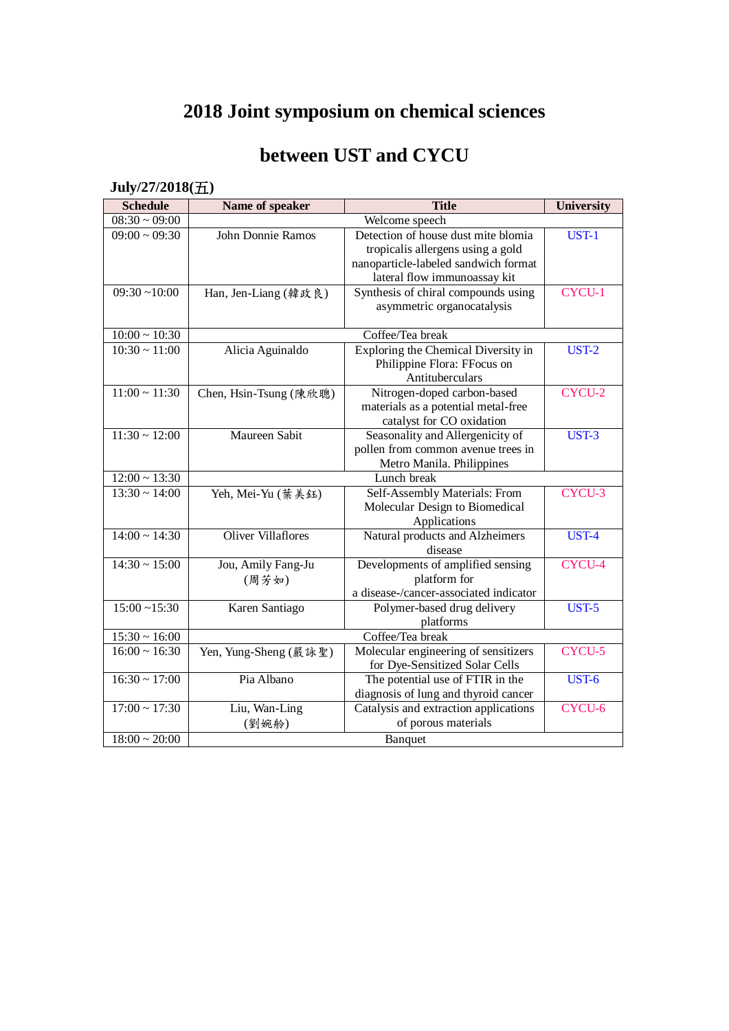# 2018 Joint symposium on chemical sciences

# between UST and CYCU

**July/27/2018(五)**

| Schedule | Name of speaker | Title | University |
|---|---|---|---|
| 08:30 ~ 09:00 | | Welcome speech | |
| 09:00 ~ 09:30 | John Donnie Ramos | Detection of house dust mite blomia tropicalis allergens using a gold nanoparticle-labeled sandwich format lateral flow immunoassay kit | UST-1 |
| 09:30 ~10:00 | Han, Jen-Liang (韓政良) | Synthesis of chiral compounds using asymmetric organocatalysis | CYCU-1 |
| 10:00 ~ 10:30 | | Coffee/Tea break | |
| 10:30 ~ 11:00 | Alicia Aguinaldo | Exploring the Chemical Diversity in Philippine Flora: FFocus on Antituberculars | UST-2 |
| 11:00 ~ 11:30 | Chen, Hsin-Tsung (陳欣聰) | Nitrogen-doped carbon-based materials as a potential metal-free catalyst for CO oxidation | CYCU-2 |
| 11:30 ~ 12:00 | Maureen Sabit | Seasonality and Allergenicity of pollen from common avenue trees in Metro Manila. Philippines | UST-3 |
| 12:00 ~ 13:30 | | Lunch break | |
| 13:30 ~ 14:00 | Yeh, Mei-Yu (葉美鈺) | Self-Assembly Materials: From Molecular Design to Biomedical Applications | CYCU-3 |
| 14:00 ~ 14:30 | Oliver Villaflores | Natural products and Alzheimers disease | UST-4 |
| 14:30 ~ 15:00 | Jou, Amily Fang-Ju (周芳如) | Developments of amplified sensing platform for a disease-/cancer-associated indicator | CYCU-4 |
| 15:00 ~15:30 | Karen Santiago | Polymer-based drug delivery platforms | UST-5 |
| 15:30 ~ 16:00 | | Coffee/Tea break | |
| 16:00 ~ 16:30 | Yen, Yung-Sheng (嚴詠聖) | Molecular engineering of sensitizers for Dye-Sensitized Solar Cells | CYCU-5 |
| 16:30 ~ 17:00 | Pia Albano | The potential use of FTIR in the diagnosis of lung and thyroid cancer | UST-6 |
| 17:00 ~ 17:30 | Liu, Wan-Ling (劉婉舲) | Catalysis and extraction applications of porous materials | CYCU-6 |
| 18:00 ~ 20:00 | | Banquet | |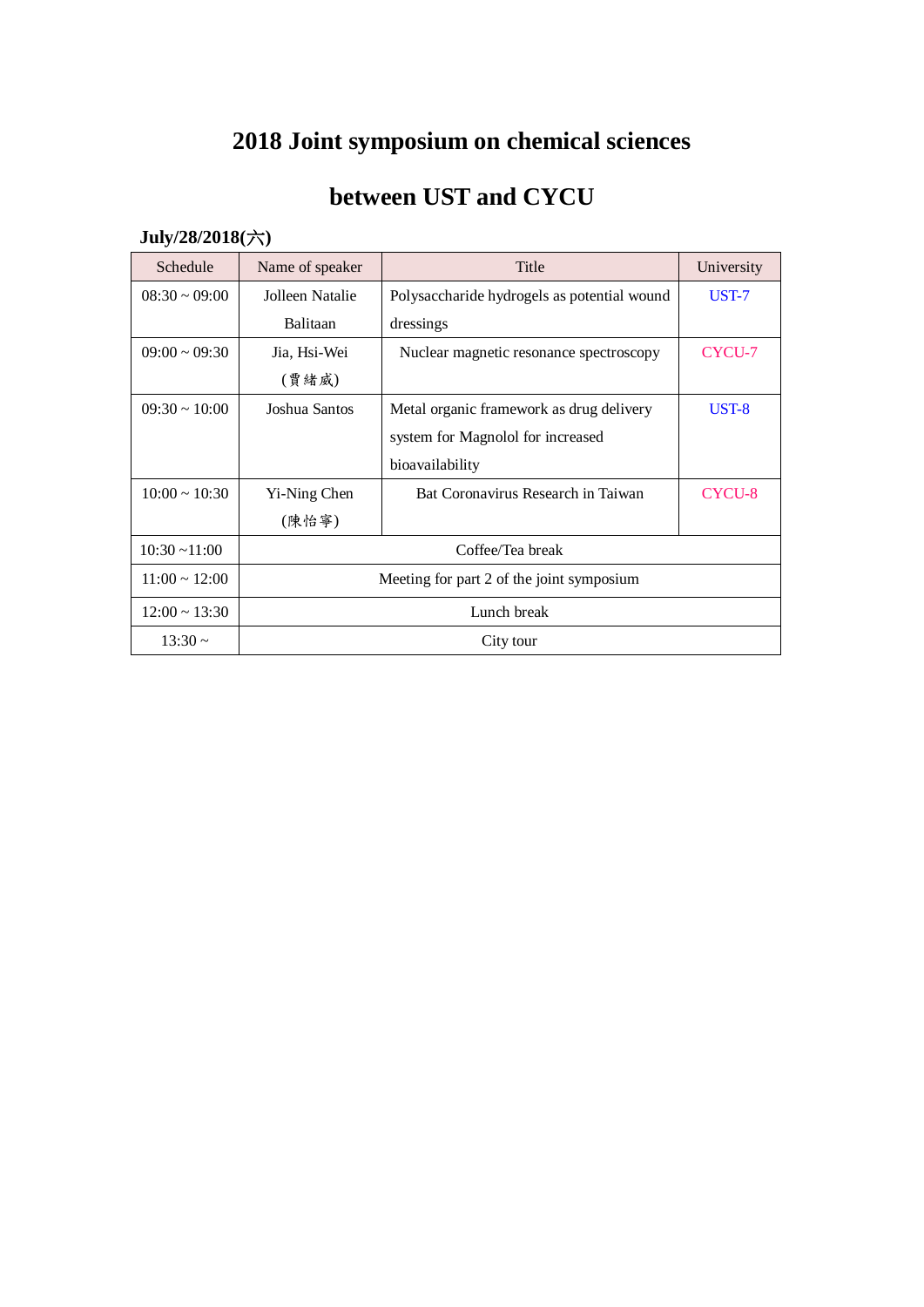# 2018 Joint symposium on chemical sciences

# between UST and CYCU

**July/28/2018(六)**

| Schedule | Name of speaker | Title | University |
|---|---|---|---|
| 08:30 ~ 09:00 | Jolleen Natalie Balitaan | Polysaccharide hydrogels as potential wound dressings | UST-7 |
| 09:00 ~ 09:30 | Jia, Hsi-Wei (賈緒威) | Nuclear magnetic resonance spectroscopy | CYCU-7 |
| 09:30 ~ 10:00 | Joshua Santos | Metal organic framework as drug delivery system for Magnolol for increased bioavailability | UST-8 |
| 10:00 ~ 10:30 | Yi-Ning Chen (陳怡寧) | Bat Coronavirus Research in Taiwan | CYCU-8 |
| 10:30 ~11:00 | Coffee/Tea break | | |
| 11:00 ~ 12:00 | Meeting for part 2 of the joint symposium | | |
| 12:00 ~ 13:30 | Lunch break | | |
| 13:30 ~ | City tour | | |